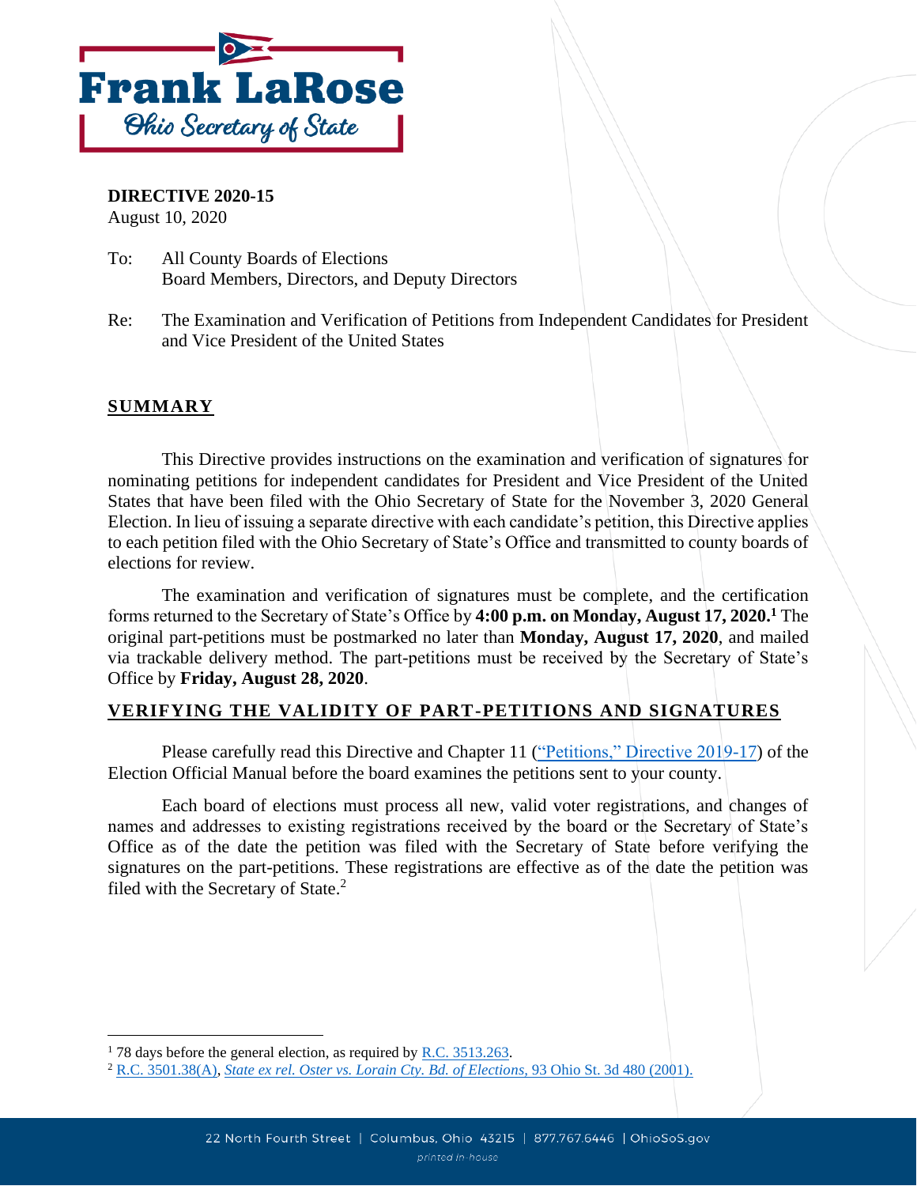**Frank LaRose**
*Ohio Secretary of State*

**DIRECTIVE 2020-15**
August 10, 2020

To: All County Boards of Elections
Board Members, Directors, and Deputy Directors

Re: The Examination and Verification of Petitions from Independent Candidates for President and Vice President of the United States

## SUMMARY

This Directive provides instructions on the examination and verification of signatures for nominating petitions for independent candidates for President and Vice President of the United States that have been filed with the Ohio Secretary of State for the November 3, 2020 General Election. In lieu of issuing a separate directive with each candidate's petition, this Directive applies to each petition filed with the Ohio Secretary of State's Office and transmitted to county boards of elections for review.

The examination and verification of signatures must be complete, and the certification forms returned to the Secretary of State's Office by **4:00 p.m. on Monday, August 17, 2020.**[1] The original part-petitions must be postmarked no later than **Monday, August 17, 2020**, and mailed via trackable delivery method. The part-petitions must be received by the Secretary of State's Office by **Friday, August 28, 2020**.

## VERIFYING THE VALIDITY OF PART-PETITIONS AND SIGNATURES

Please carefully read this Directive and Chapter 11 ("Petitions," Directive 2019-17) of the Election Official Manual before the board examines the petitions sent to your county.

Each board of elections must process all new, valid voter registrations, and changes of names and addresses to existing registrations received by the board or the Secretary of State's Office as of the date the petition was filed with the Secretary of State before verifying the signatures on the part-petitions. These registrations are effective as of the date the petition was filed with the Secretary of State.[2]

---

[1] 78 days before the general election, as required by R.C. 3513.263.

[2] R.C. 3501.38(A), *State ex rel. Oster vs. Lorain Cty. Bd. of Elections,* 93 Ohio St. 3d 480 (2001).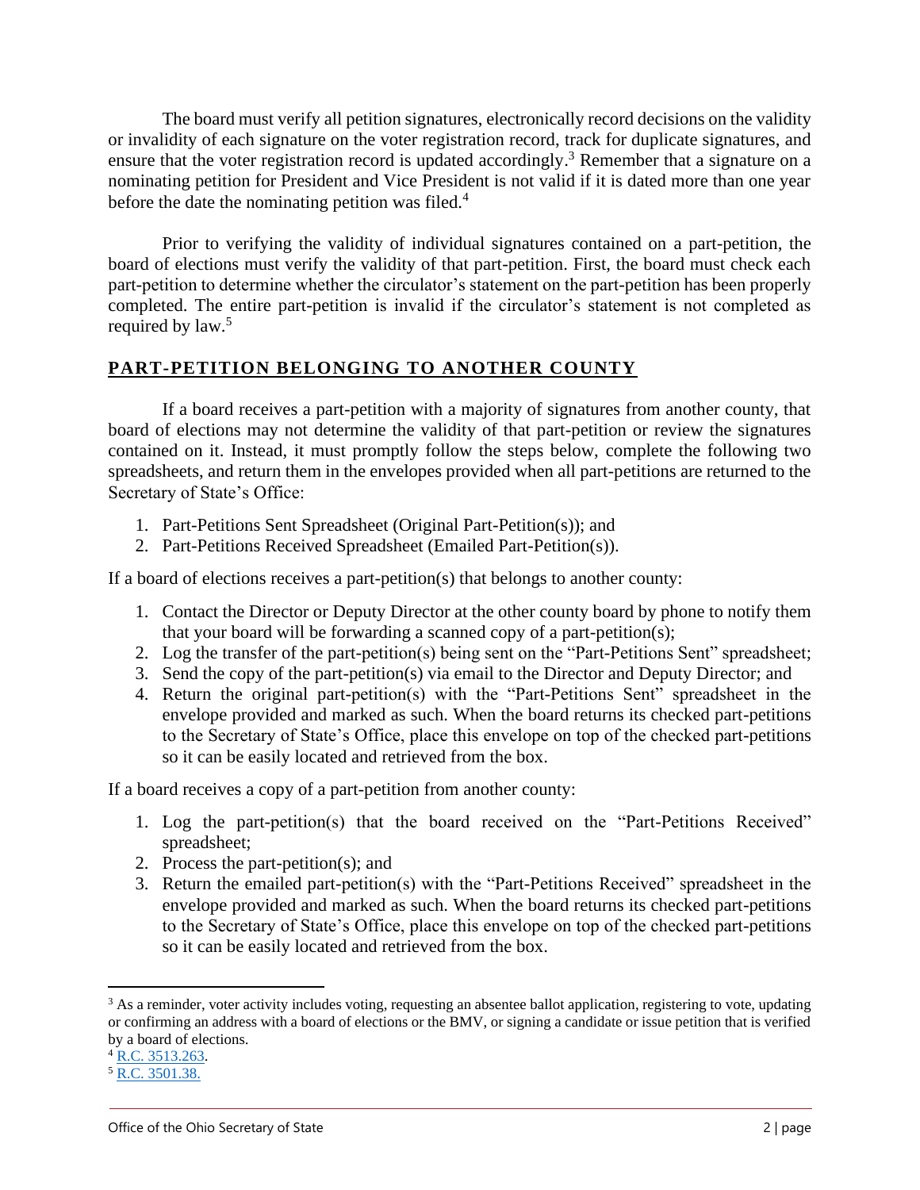The board must verify all petition signatures, electronically record decisions on the validity or invalidity of each signature on the voter registration record, track for duplicate signatures, and ensure that the voter registration record is updated accordingly.[3] Remember that a signature on a nominating petition for President and Vice President is not valid if it is dated more than one year before the date the nominating petition was filed.[4]

Prior to verifying the validity of individual signatures contained on a part-petition, the board of elections must verify the validity of that part-petition. First, the board must check each part-petition to determine whether the circulator's statement on the part-petition has been properly completed. The entire part-petition is invalid if the circulator's statement is not completed as required by law.[5]

## PART-PETITION BELONGING TO ANOTHER COUNTY

If a board receives a part-petition with a majority of signatures from another county, that board of elections may not determine the validity of that part-petition or review the signatures contained on it. Instead, it must promptly follow the steps below, complete the following two spreadsheets, and return them in the envelopes provided when all part-petitions are returned to the Secretary of State's Office:

1. Part-Petitions Sent Spreadsheet (Original Part-Petition(s)); and
2. Part-Petitions Received Spreadsheet (Emailed Part-Petition(s)).

If a board of elections receives a part-petition(s) that belongs to another county:

1. Contact the Director or Deputy Director at the other county board by phone to notify them that your board will be forwarding a scanned copy of a part-petition(s);
2. Log the transfer of the part-petition(s) being sent on the "Part-Petitions Sent" spreadsheet;
3. Send the copy of the part-petition(s) via email to the Director and Deputy Director; and
4. Return the original part-petition(s) with the "Part-Petitions Sent" spreadsheet in the envelope provided and marked as such. When the board returns its checked part-petitions to the Secretary of State's Office, place this envelope on top of the checked part-petitions so it can be easily located and retrieved from the box.

If a board receives a copy of a part-petition from another county:

1. Log the part-petition(s) that the board received on the "Part-Petitions Received" spreadsheet;
2. Process the part-petition(s); and
3. Return the emailed part-petition(s) with the "Part-Petitions Received" spreadsheet in the envelope provided and marked as such. When the board returns its checked part-petitions to the Secretary of State's Office, place this envelope on top of the checked part-petitions so it can be easily located and retrieved from the box.

---

[3] As a reminder, voter activity includes voting, requesting an absentee ballot application, registering to vote, updating or confirming an address with a board of elections or the BMV, or signing a candidate or issue petition that is verified by a board of elections.

[4] R.C. 3513.263.

[5] R.C. 3501.38.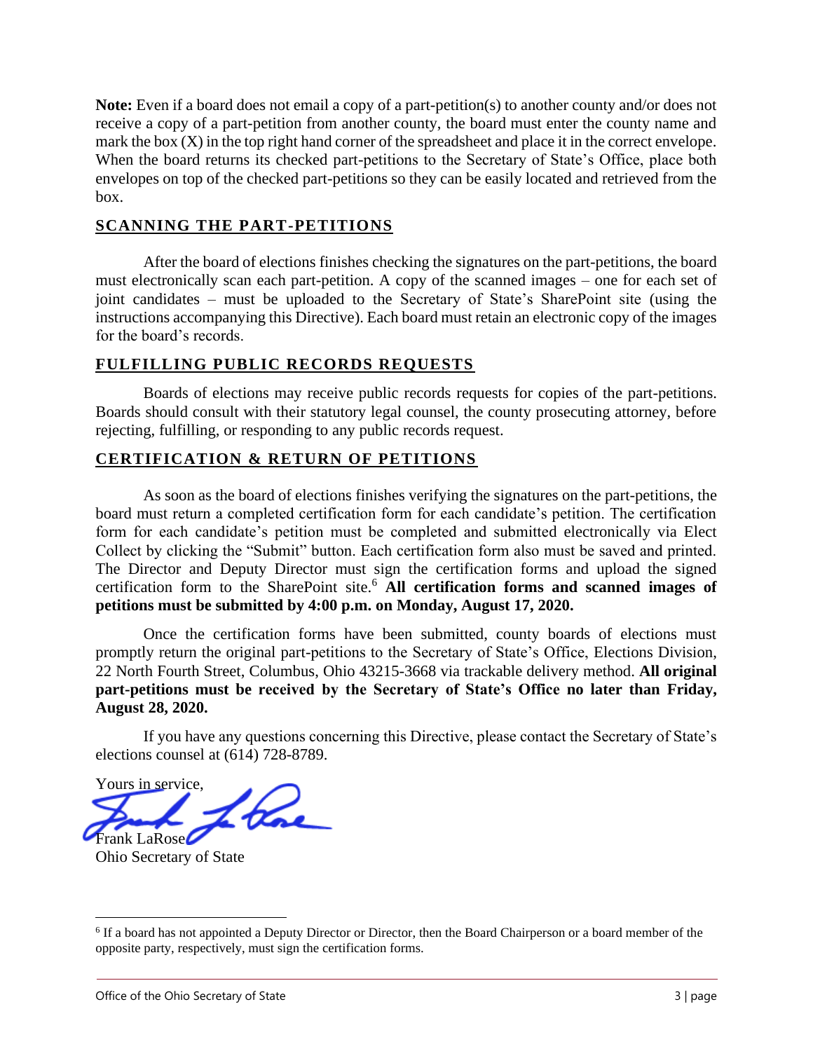**Note:** Even if a board does not email a copy of a part-petition(s) to another county and/or does not receive a copy of a part-petition from another county, the board must enter the county name and mark the box (X) in the top right hand corner of the spreadsheet and place it in the correct envelope. When the board returns its checked part-petitions to the Secretary of State's Office, place both envelopes on top of the checked part-petitions so they can be easily located and retrieved from the box.

## SCANNING THE PART-PETITIONS

After the board of elections finishes checking the signatures on the part-petitions, the board must electronically scan each part-petition. A copy of the scanned images – one for each set of joint candidates – must be uploaded to the Secretary of State's SharePoint site (using the instructions accompanying this Directive). Each board must retain an electronic copy of the images for the board's records.

## FULFILLING PUBLIC RECORDS REQUESTS

Boards of elections may receive public records requests for copies of the part-petitions. Boards should consult with their statutory legal counsel, the county prosecuting attorney, before rejecting, fulfilling, or responding to any public records request.

## CERTIFICATION & RETURN OF PETITIONS

As soon as the board of elections finishes verifying the signatures on the part-petitions, the board must return a completed certification form for each candidate's petition. The certification form for each candidate's petition must be completed and submitted electronically via Elect Collect by clicking the "Submit" button. Each certification form also must be saved and printed. The Director and Deputy Director must sign the certification forms and upload the signed certification form to the SharePoint site.[6] **All certification forms and scanned images of petitions must be submitted by 4:00 p.m. on Monday, August 17, 2020.**

Once the certification forms have been submitted, county boards of elections must promptly return the original part-petitions to the Secretary of State's Office, Elections Division, 22 North Fourth Street, Columbus, Ohio 43215-3668 via trackable delivery method. **All original part-petitions must be received by the Secretary of State's Office no later than Friday, August 28, 2020.**

If you have any questions concerning this Directive, please contact the Secretary of State's elections counsel at (614) 728-8789.

Yours in service,

Frank LaRose
Ohio Secretary of State

---

[6] If a board has not appointed a Deputy Director or Director, then the Board Chairperson or a board member of the opposite party, respectively, must sign the certification forms.